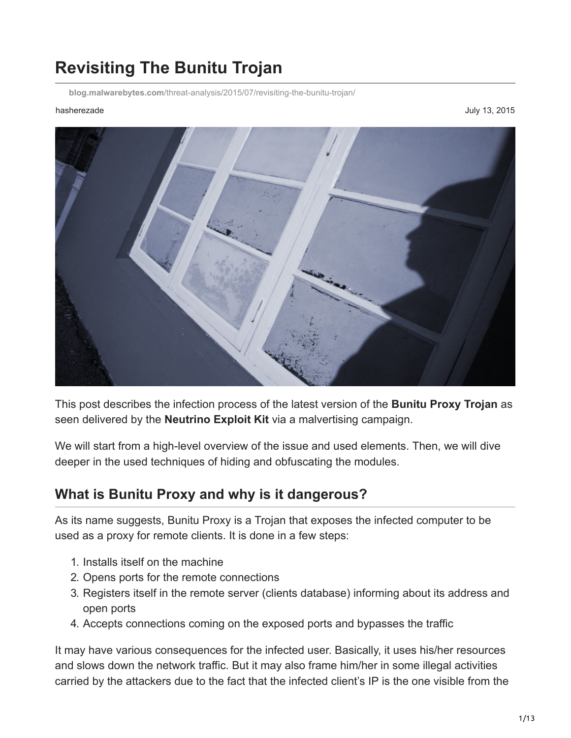# Revisiting The Bunitu Trojan

blog.malwarebytes.com/threat-analysis/2015/07/revisiting-the-bunitu-trojan/

hasherezade July 13, 2015

This post describes the infection process of the latest version of the **Bunitu Proxy Trojan** as seen delivered by the **Neutrino Exploit Kit** via a malvertising campaign.

We will start from a high-level overview of the issue and used elements. Then, we will dive deeper in the used techniques of hiding and obfuscating the modules.

## What is Bunitu Proxy and why is it dangerous?

As its name suggests, Bunitu Proxy is a Trojan that exposes the infected computer to be used as a proxy for remote clients. It is done in a few steps:

1. Installs itself on the machine
2. Opens ports for the remote connections
3. Registers itself in the remote server (clients database) informing about its address and open ports
4. Accepts connections coming on the exposed ports and bypasses the traffic

It may have various consequences for the infected user. Basically, it uses his/her resources and slows down the network traffic. But it may also frame him/her in some illegal activities carried by the attackers due to the fact that the infected client's IP is the one visible from the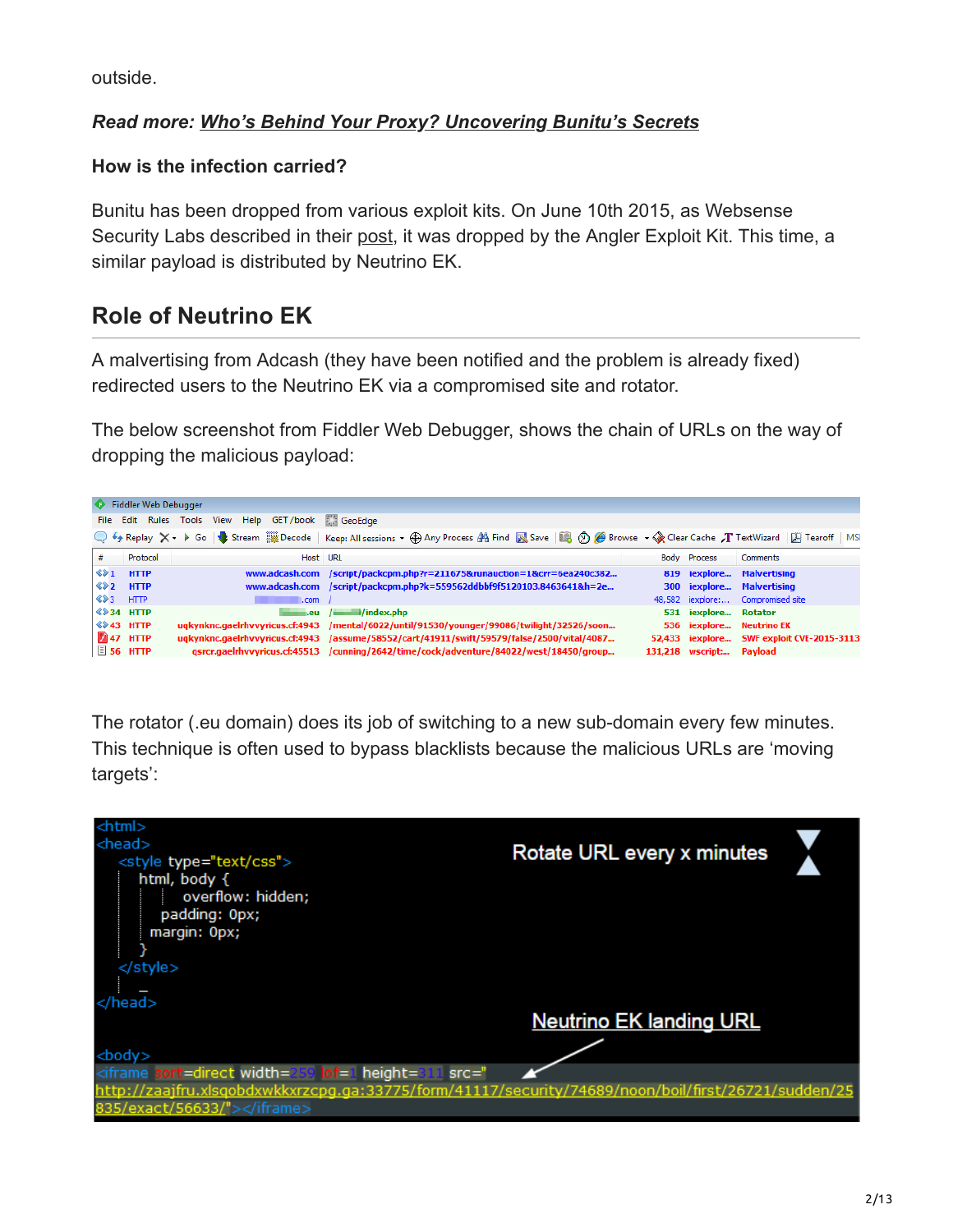outside.

***Read more: Who's Behind Your Proxy? Uncovering Bunitu's Secrets***

**How is the infection carried?**

Bunitu has been dropped from various exploit kits. On June 10th 2015, as Websense Security Labs described in their post, it was dropped by the Angler Exploit Kit. This time, a similar payload is distributed by Neutrino EK.

## Role of Neutrino EK

A malvertising from Adcash (they have been notified and the problem is already fixed) redirected users to the Neutrino EK via a compromised site and rotator.

The below screenshot from Fiddler Web Debugger, shows the chain of URLs on the way of dropping the malicious payload:

The rotator (.eu domain) does its job of switching to a new sub-domain every few minutes. This technique is often used to bypass blacklists because the malicious URLs are 'moving targets':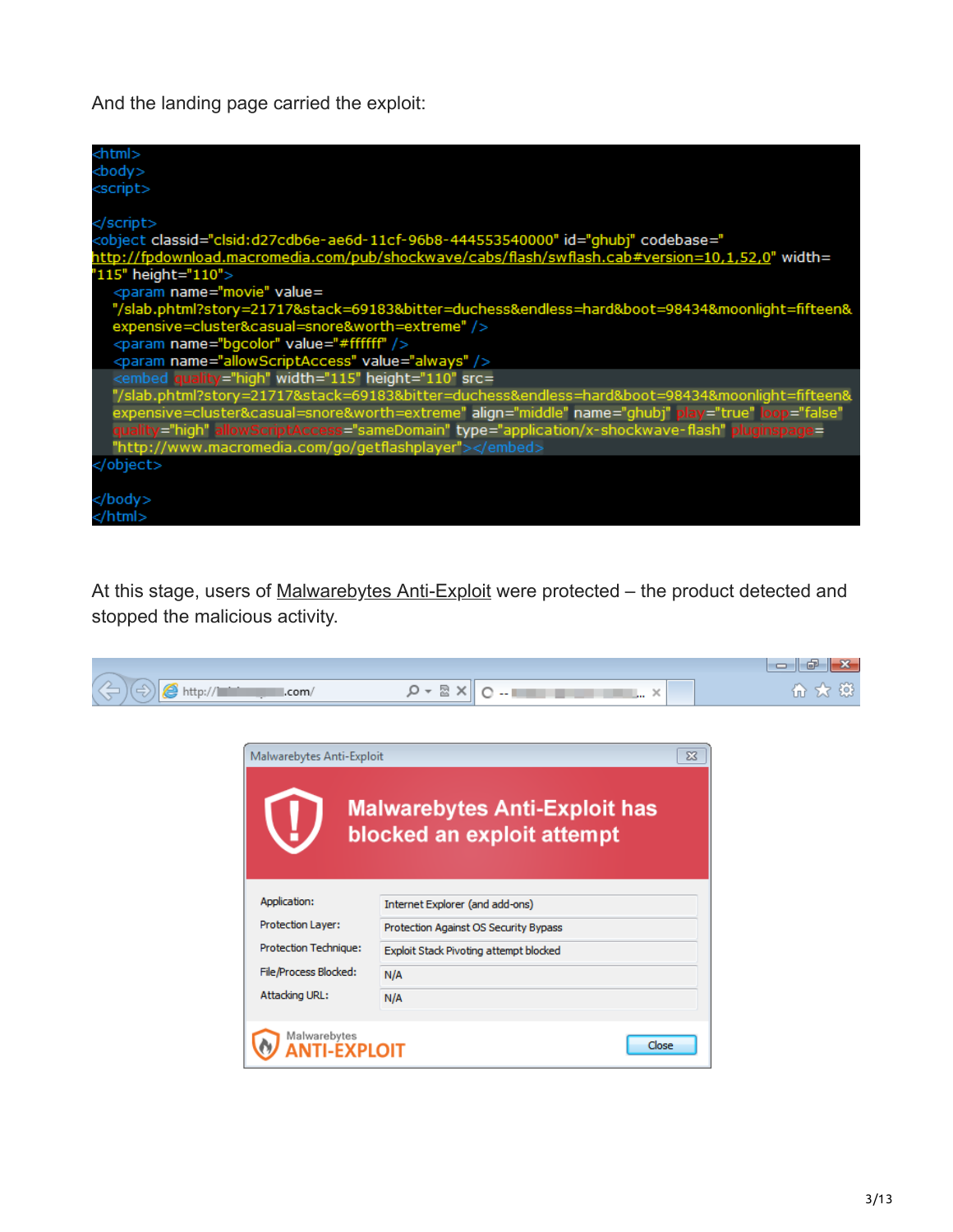And the landing page carried the exploit:

```
<html>
<body>
<script>

</script>
<object classid="clsid:d27cdb6e-ae6d-11cf-96b8-444553540000" id="ghubj" codebase="
http://fpdownload.macromedia.com/pub/shockwave/cabs/flash/swflash.cab#version=10,1,52,0" width=
"115" height="110">
    <param name="movie" value=
    "/slab.phtml?story=21717&stack=69183&bitter=duchess&endless=hard&boot=98434&moonlight=fifteen&
    expensive=cluster&casual=snore&worth=extreme" />
    <param name="bgcolor" value="#ffffff" />
    <param name="allowScriptAccess" value="always" />
    <embed quality="high" width="115" height="110" src=
    "/slab.phtml?story=21717&stack=69183&bitter=duchess&endless=hard&boot=98434&moonlight=fifteen&
    expensive=cluster&casual=snore&worth=extreme" align="middle" name="ghubj" play="true" loop="false"
    quality="high" allowScriptAccess="sameDomain" type="application/x-shockwave-flash" pluginspage=
    "http://www.macromedia.com/go/getflashplayer"></embed>
</object>

</body>
</html>
```

At this stage, users of Malwarebytes Anti-Exploit were protected – the product detected and stopped the malicious activity.

Malwarebytes Anti-Exploit

**Malwarebytes Anti-Exploit has blocked an exploit attempt**

| | |
|---|---|
| Application: | Internet Explorer (and add-ons) |
| Protection Layer: | Protection Against OS Security Bypass |
| Protection Technique: | Exploit Stack Pivoting attempt blocked |
| File/Process Blocked: | N/A |
| Attacking URL: | N/A |

Malwarebytes ANTI-EXPLOIT — Close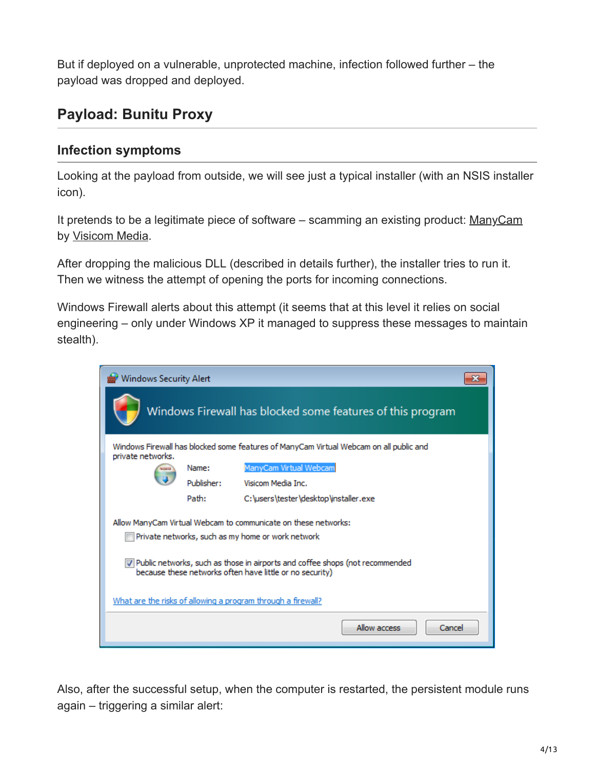But if deployed on a vulnerable, unprotected machine, infection followed further – the payload was dropped and deployed.

## Payload: Bunitu Proxy

### Infection symptoms

Looking at the payload from outside, we will see just a typical installer (with an NSIS installer icon).

It pretends to be a legitimate piece of software – scamming an existing product: ManyCam by Visicom Media.

After dropping the malicious DLL (described in details further), the installer tries to run it. Then we witness the attempt of opening the ports for incoming connections.

Windows Firewall alerts about this attempt (it seems that at this level it relies on social engineering – only under Windows XP it managed to suppress these messages to maintain stealth).

Also, after the successful setup, when the computer is restarted, the persistent module runs again – triggering a similar alert: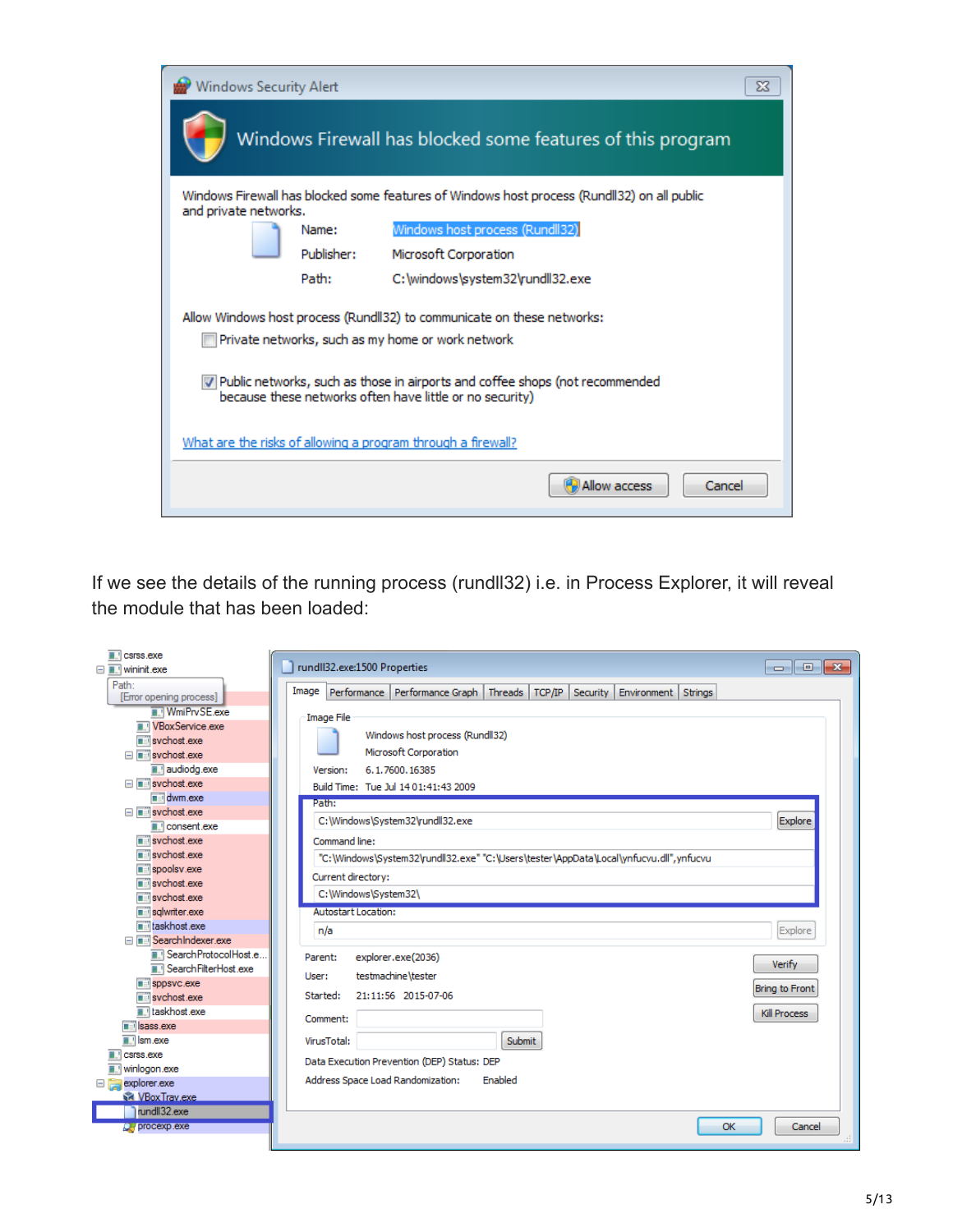Windows Security Alert

Windows Firewall has blocked some features of this program

Windows Firewall has blocked some features of Windows host process (Rundll32) on all public and private networks.

Name: Windows host process (Rundll32)

Publisher: Microsoft Corporation

Path: C:\windows\system32\rundll32.exe

Allow Windows host process (Rundll32) to communicate on these networks:

- [ ] Private networks, such as my home or work network
- [x] Public networks, such as those in airports and coffee shops (not recommended because these networks often have little or no security)

What are the risks of allowing a program through a firewall?

Allow access | Cancel

If we see the details of the running process (rundll32) i.e. in Process Explorer, it will reveal the module that has been loaded:

rundll32.exe:1500 Properties

Image File

Windows host process (Rundll32)
Microsoft Corporation

Version: 6.1.7600.16385

Build Time: Tue Jul 14 01:41:43 2009

Path:
C:\Windows\System32\rundll32.exe

Command line:
"C:\Windows\System32\rundll32.exe" "C:\Users\tester\AppData\Local\ynfucvu.dll",ynfucvu

Current directory:
C:\Windows\System32\

Autostart Location:
n/a

Parent: explorer.exe(2036)

User: testmachine\tester

Started: 21:11:56 2015-07-06

Data Execution Prevention (DEP) Status: DEP

Address Space Load Randomization: Enabled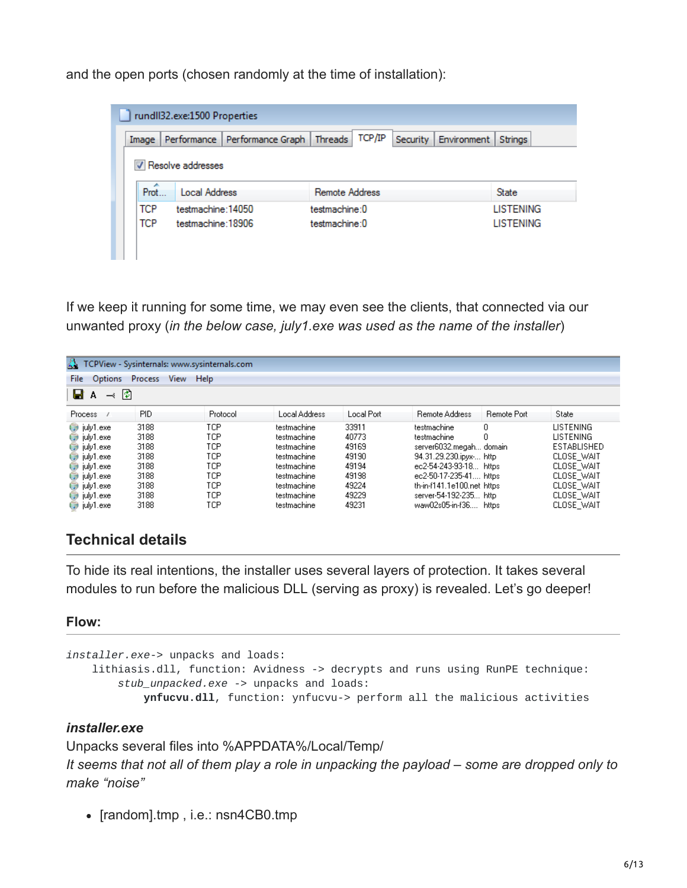and the open ports (chosen randomly at the time of installation):

| Prot... | Local Address | Remote Address | State |
| --- | --- | --- | --- |
| TCP | testmachine:14050 | testmachine:0 | LISTENING |
| TCP | testmachine:18906 | testmachine:0 | LISTENING |

If we keep it running for some time, we may even see the clients, that connected via our unwanted proxy (*in the below case, july1.exe was used as the name of the installer*)

| Process | PID | Protocol | Local Address | Local Port | Remote Address | Remote Port | State |
| --- | --- | --- | --- | --- | --- | --- | --- |
| july1.exe | 3188 | TCP | testmachine | 33911 | testmachine | 0 | LISTENING |
| july1.exe | 3188 | TCP | testmachine | 40773 | testmachine | 0 | LISTENING |
| july1.exe | 3188 | TCP | testmachine | 49169 | server6032.megah... | domain | ESTABLISHED |
| july1.exe | 3188 | TCP | testmachine | 49190 | 94.31.29.230.ipyx-... | http | CLOSE_WAIT |
| july1.exe | 3188 | TCP | testmachine | 49194 | ec2-54-243-93-18... | https | CLOSE_WAIT |
| july1.exe | 3188 | TCP | testmachine | 49198 | ec2-50-17-235-41.... | https | CLOSE_WAIT |
| july1.exe | 3188 | TCP | testmachine | 49224 | th-in-f141.1e100.net | https | CLOSE_WAIT |
| july1.exe | 3188 | TCP | testmachine | 49229 | server-54-192-235... | http | CLOSE_WAIT |
| july1.exe | 3188 | TCP | testmachine | 49231 | waw02s05-in-f36.... | https | CLOSE_WAIT |

## Technical details

To hide its real intentions, the installer uses several layers of protection. It takes several modules to run before the malicious DLL (serving as proxy) is revealed. Let's go deeper!

### Flow:

```
installer.exe-> unpacks and loads:
    lithiasis.dll, function: Avidness -> decrypts and runs using RunPE technique:
        stub_unpacked.exe -> unpacks and loads:
            ynfucvu.dll, function: ynfucvu-> perform all the malicious activities
```

### *installer.exe*

Unpacks several files into %APPDATA%/Local/Temp/

*It seems that not all of them play a role in unpacking the payload – some are dropped only to make "noise"*

- [random].tmp , i.e.: nsn4CB0.tmp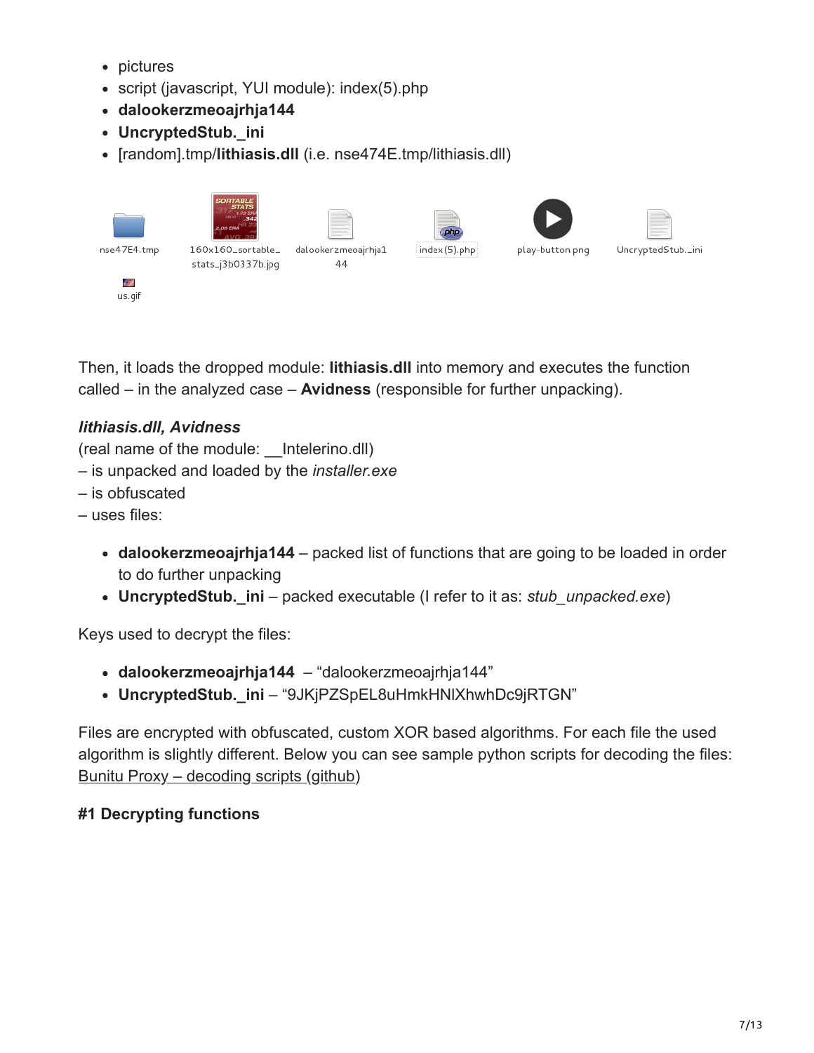- pictures
- script (javascript, YUI module): index(5).php
- **dalookerzmeoajrhja144**
- **UncryptedStub._ini**
- [random].tmp/**lithiasis.dll** (i.e. nse474E.tmp/lithiasis.dll)

Then, it loads the dropped module: **lithiasis.dll** into memory and executes the function called – in the analyzed case – **Avidness** (responsible for further unpacking).

***lithiasis.dll, Avidness***
(real name of the module: __Intelerino.dll)
– is unpacked and loaded by the *installer.exe*
– is obfuscated
– uses files:

- **dalookerzmeoajrhja144** – packed list of functions that are going to be loaded in order to do further unpacking
- **UncryptedStub._ini** – packed executable (I refer to it as: *stub_unpacked.exe*)

Keys used to decrypt the files:

- **dalookerzmeoajrhja144** – “dalookerzmeoajrhja144”
- **UncryptedStub._ini** – “9JKjPZSpEL8uHmkHNlXhwhDc9jRTGN”

Files are encrypted with obfuscated, custom XOR based algorithms. For each file the used algorithm is slightly different. Below you can see sample python scripts for decoding the files: Bunitu Proxy – decoding scripts (github)

#### #1 Decrypting functions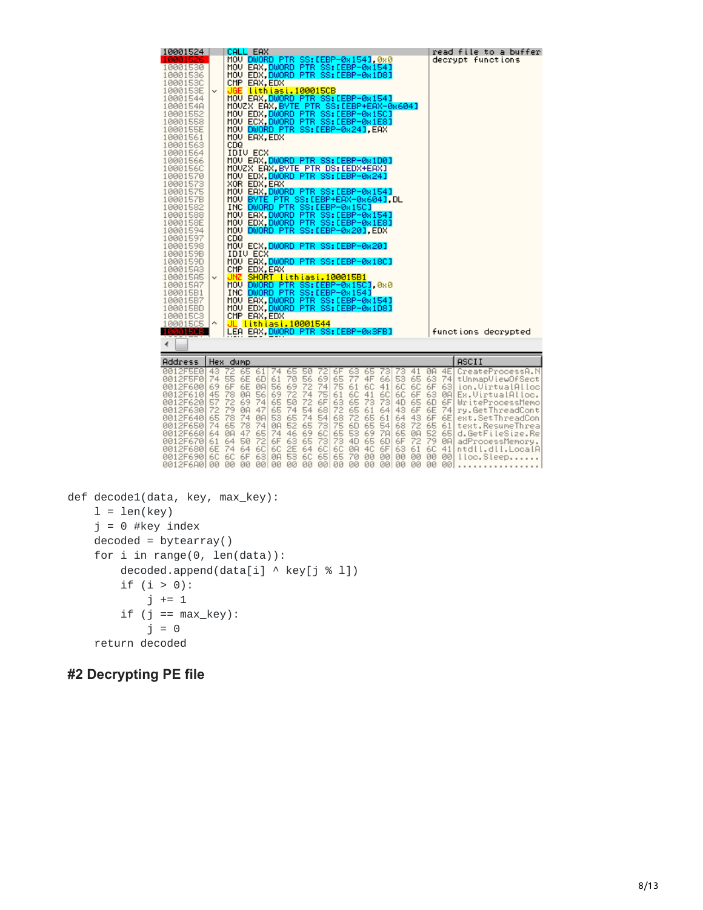```
10001524   CALL EAX                                  read file to a buffer
10001526   MOV DWORD PTR SS:[EBP-0x154],0x0          decrypt functions
10001530   MOV EAX,DWORD PTR SS:[EBP-0x154]
10001536   MOV EDX,DWORD PTR SS:[EBP-0x1D8]
1000153C   CMP EAX,EDX
1000153E   JGE lithiasi.100015CB
10001544   MOV EAX,DWORD PTR SS:[EBP-0x154]
1000154A   MOVZX EAX,BYTE PTR SS:[EBP+EAX-0x604]
10001552   MOV EDX,DWORD PTR SS:[EBP-0x15C]
10001558   MOV ECX,DWORD PTR SS:[EBP-0x1E8]
1000155E   MOV DWORD PTR SS:[EBP-0x24],EAX
10001561   MOV EAX,EDX
10001563   CDQ
10001564   IDIV ECX
10001566   MOV EAX,DWORD PTR SS:[EBP-0x1D0]
1000156C   MOVZX EAX,BYTE PTR DS:[EDX+EAX]
10001570   MOV EDX,DWORD PTR SS:[EBP-0x24]
10001573   XOR EDX,EAX
10001575   MOV EAX,DWORD PTR SS:[EBP-0x154]
1000157B   MOV BYTE PTR SS:[EBP+EAX-0x604],DL
10001582   INC DWORD PTR SS:[EBP-0x15C]
10001588   MOV EAX,DWORD PTR SS:[EBP-0x154]
1000158E   MOV EDX,DWORD PTR SS:[EBP-0x1E8]
10001594   MOV DWORD PTR SS:[EBP-0x20],EDX
10001597   CDQ
10001598   MOV ECX,DWORD PTR SS:[EBP-0x20]
1000159B   IDIV ECX
1000159D   MOV EAX,DWORD PTR SS:[EBP-0x18C]
100015A3   CMP EDX,EAX
100015A5   JNZ SHORT lithiasi.100015B1
100015A7   MOV DWORD PTR SS:[EBP-0x15C],0x0
100015B1   INC DWORD PTR SS:[EBP-0x154]
100015B7   MOV EAX,DWORD PTR SS:[EBP-0x154]
100015BD   MOV EDX,DWORD PTR SS:[EBP-0x1D8]
100015C3   CMP EAX,EDX
100015C5   JL lithiasi.10001544
100015CB   LEA EAX,DWORD PTR SS:[EBP-0x3FB]          functions decrypted
```

```
Address   Hex dump                                          ASCII
0012F5E0  43 72 65 61 74 65 50 72 6F 63 65 73 73 41 0A 4E  CreateProcessA.N
0012F5F0  74 55 6E 6D 61 70 56 69 65 77 4F 66 53 65 63 74  tUnmapViewOfSect
0012F600  69 6F 6E 0A 56 69 72 74 75 61 6C 41 6C 6C 6F 63  ion.VirtualAlloc
0012F610  45 78 0A 56 69 72 74 75 61 6C 41 6C 6C 6F 63 0A  Ex.VirtualAlloc.
0012F620  57 72 69 74 65 50 72 6F 63 65 73 73 4D 65 6D 6F  WriteProcessMemo
0012F630  72 79 0A 47 65 74 54 68 72 65 61 64 43 6F 6E 74  ry.GetThreadCont
0012F640  65 78 74 0A 53 65 74 54 68 72 65 61 64 43 6F 6E  ext.SetThreadCon
0012F650  74 65 78 74 0A 52 65 73 75 6D 65 54 68 72 65 61  text.ResumeThrea
0012F660  64 0A 47 65 74 46 69 6C 65 53 69 7A 65 0A 52 65  d.GetFileSize.Re
0012F670  61 64 50 72 6F 63 65 73 73 4D 65 6D 6F 72 79 0A  adProcessMemory.
0012F680  6E 74 64 6C 6C 2E 64 6C 6C 0A 4C 6F 63 61 6C 41  ntdll.dll.LocalA
0012F690  6C 6C 6F 63 0A 53 6C 65 65 70 00 00 00 00 00 00  lloc.Sleep......
0012F6A0  00 00 00 00 00 00 00 00 00 00 00 00 00 00 00 00  ................
```

```
def decode1(data, key, max_key):
    l = len(key)
    j = 0 #key index
    decoded = bytearray()
    for i in range(0, len(data)):
        decoded.append(data[i] ^ key[j % l])
        if (i > 0):
            j += 1
        if (j == max_key):
            j = 0
    return decoded
```

## #2 Decrypting PE file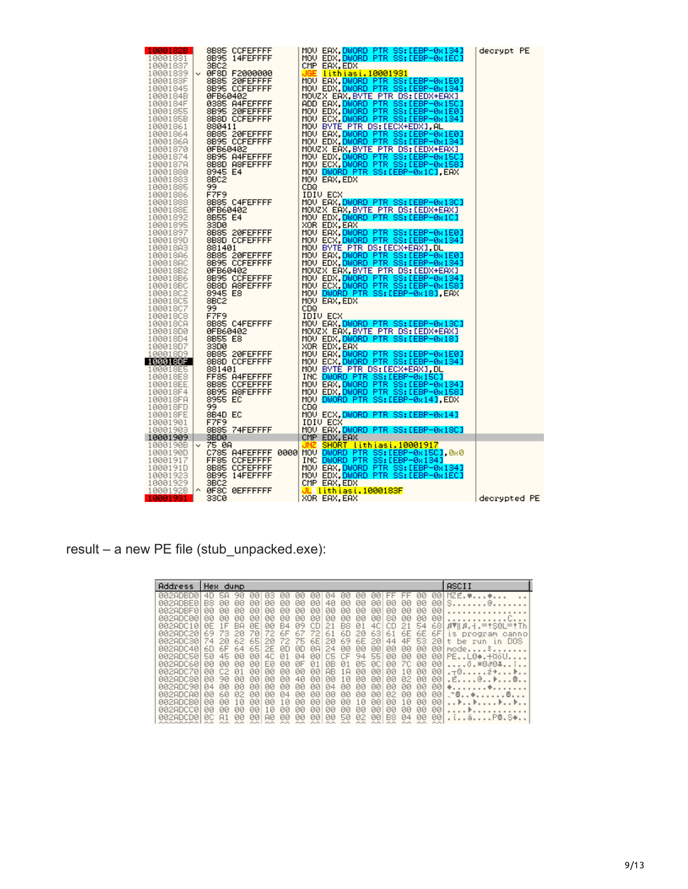```
1000182B   8B85 CCFEFFFF    MOV EAX,DWORD PTR SS:[EBP-0x134]     decrypt PE
10001831   8B95 14FEFFFF    MOV EDX,DWORD PTR SS:[EBP-0x1EC]
10001837   3BC2             CMP EAX,EDX
10001839   0F8D F2000000    JGE lithiasi.10001931
1000183F   8B85 20FEFFFF    MOV EAX,DWORD PTR SS:[EBP-0x1E0]
10001845   8B95 CCFEFFFF    MOV EDX,DWORD PTR SS:[EBP-0x134]
1000184B   0FB60402         MOVZX EAX,BYTE PTR DS:[EDX+EAX]
1000184F   0385 A4FEFFFF    ADD EAX,DWORD PTR SS:[EBP-0x15C]
10001855   8B95 20FEFFFF    MOV EDX,DWORD PTR SS:[EBP-0x1E0]
1000185B   8B8D CCFEFFFF    MOV ECX,DWORD PTR SS:[EBP-0x134]
10001861   880411           MOV BYTE PTR DS:[ECX+EDX],AL
10001864   8B85 20FEFFFF    MOV EAX,DWORD PTR SS:[EBP-0x1E0]
1000186A   8B95 CCFEFFFF    MOV EDX,DWORD PTR SS:[EBP-0x134]
10001870   0FB60402         MOVZX EAX,BYTE PTR DS:[EDX+EAX]
10001874   8B95 A4FEFFFF    MOV EDX,DWORD PTR SS:[EBP-0x15C]
1000187A   8B8D A8FEFFFF    MOV ECX,DWORD PTR SS:[EBP-0x158]
10001880   8945 E4          MOV DWORD PTR SS:[EBP-0x1C],EAX
10001883   8BC2             MOV EAX,EDX
10001885   99               CDQ
10001886   F7F9             IDIV ECX
10001888   8B85 C4FEFFFF    MOV EAX,DWORD PTR SS:[EBP-0x13C]
1000188E   0FB60402         MOVZX EAX,BYTE PTR DS:[EDX+EAX]
10001892   8B55 E4          MOV EDX,DWORD PTR SS:[EBP-0x1C]
10001895   33D0             XOR EDX,EAX
10001897   8B85 20FEFFFF    MOV EAX,DWORD PTR SS:[EBP-0x1E0]
1000189D   8B8D CCFEFFFF    MOV ECX,DWORD PTR SS:[EBP-0x134]
100018A3   881401           MOV BYTE PTR DS:[ECX+EAX],DL
100018A6   8B85 20FEFFFF    MOV EAX,DWORD PTR SS:[EBP-0x1E0]
100018AC   8B95 CCFEFFFF    MOV EDX,DWORD PTR SS:[EBP-0x134]
100018B2   0FB60402         MOVZX EAX,BYTE PTR DS:[EDX+EAX]
100018B6   8B95 CCFEFFFF    MOV EDX,DWORD PTR SS:[EBP-0x134]
100018BC   8B8D A8FEFFFF    MOV ECX,DWORD PTR SS:[EBP-0x158]
100018C2   8945 E8          MOV DWORD PTR SS:[EBP-0x18],EAX
100018C5   8BC2             MOV EAX,EDX
100018C7   99               CDQ
100018C8   F7F9             IDIV ECX
100018CA   8B85 C4FEFFFF    MOV EAX,DWORD PTR SS:[EBP-0x13C]
100018D0   0FB60402         MOVZX EAX,BYTE PTR DS:[EDX+EAX]
100018D4   8B55 E8          MOV EDX,DWORD PTR SS:[EBP-0x18]
100018D7   33D0             XOR EDX,EAX
100018D9   8B85 20FEFFFF    MOV EAX,DWORD PTR SS:[EBP-0x1E0]
100018DF   8B8D CCFEFFFF    MOV ECX,DWORD PTR SS:[EBP-0x134]
100018E5   881401           MOV BYTE PTR DS:[ECX+EAX],DL
100018E8   FF85 A4FEFFFF    INC DWORD PTR SS:[EBP-0x15C]
100018EE   8B85 CCFEFFFF    MOV EAX,DWORD PTR SS:[EBP-0x134]
100018F4   8B95 A8FEFFFF    MOV EDX,DWORD PTR SS:[EBP-0x158]
100018FA   8955 EC          MOV DWORD PTR SS:[EBP-0x14],EDX
100018FD   99               CDQ
100018FE   8B4D EC          MOV ECX,DWORD PTR SS:[EBP-0x14]
10001901   F7F9             IDIV ECX
10001903   8B85 74FEFFFF    MOV EAX,DWORD PTR SS:[EBP-0x18C]
10001909   3BD0             CMP EDX,EAX
1000190B   75 0A            JNZ SHORT lithiasi.10001917
1000190D   C785 A4FEFFFF 0000 MOV DWORD PTR SS:[EBP-0x15C],0x0
10001917   FF85 CCFEFFFF    INC DWORD PTR SS:[EBP-0x134]
1000191D   8B85 CCFEFFFF    MOV EAX,DWORD PTR SS:[EBP-0x134]
10001923   8B95 14FEFFFF    MOV EDX,DWORD PTR SS:[EBP-0x1EC]
10001929   3BC2             CMP EAX,EDX
1000192B   0F8C 0EFFFFFF    JL lithiasi.1000183F
10001931   33C0             XOR EAX,EAX                          decrypted PE
```

result – a new PE file (stub_unpacked.exe):

```
Address   Hex dump                                          ASCII
002ADBD0  4D 5A 90 00 03 00 00 00 04 00 00 00 FF FF 00 00  MZÉ.♥...♦.......
002ADBE0  B8 00 00 00 00 00 00 00 40 00 00 00 00 00 00 00  ╕.......@.......
002ADBF0  00 00 00 00 00 00 00 00 00 00 00 00 00 00 00 00  ................
002ADC00  00 00 00 00 00 00 00 00 00 00 00 00 80 00 00 00  ............Ç...
002ADC10  0E 1F BA 0E 00 B4 09 CD 21 B8 01 4C CD 21 54 68  ♫▼║♫.┤.═!╕☺L═!Th
002ADC20  69 73 20 70 72 6F 67 72 61 6D 20 63 61 6E 6E 6F  is program canno
002ADC30  74 20 62 65 20 72 75 6E 20 69 6E 20 44 4F 53 20  t be run in DOS 
002ADC40  6D 6F 64 65 2E 0D 0D 0A 24 00 00 00 00 00 00 00  mode....$.......
002ADC50  50 45 00 00 4C 01 04 00 C5 CF 94 55 00 00 00 00  PE..L☺♦.┼╧öU....
002ADC60  00 00 00 00 E0 00 0F 01 0B 01 05 0C 00 7C 00 00  ....α.☼☺♂☺♣♀.|..
002ADC70  00 C2 01 00 00 00 00 00 AB 1A 00 00 00 10 00 00  .┬☺.....½→...►..
002ADC80  00 90 00 00 00 00 40 00 00 10 00 00 00 02 00 00  .É....@..►...☻..
002ADC90  04 00 00 00 00 00 00 00 04 00 00 00 00 00 00 00  ♦.......♦.......
002ADCA0  00 60 02 00 00 04 00 00 00 00 00 00 02 00 00 00  .`☻..♦......☻...
002ADCB0  00 00 10 00 00 10 00 00 00 00 10 00 00 10 00 00  ..►..►....►..►..
002ADCC0  00 00 00 00 10 00 00 00 00 00 00 00 00 00 00 00  ....►...........
002ADCD0  0C A1 00 00 A0 00 00 00 00 50 02 00 B8 04 00 00  ♀í..á....P☻.╕♦..
```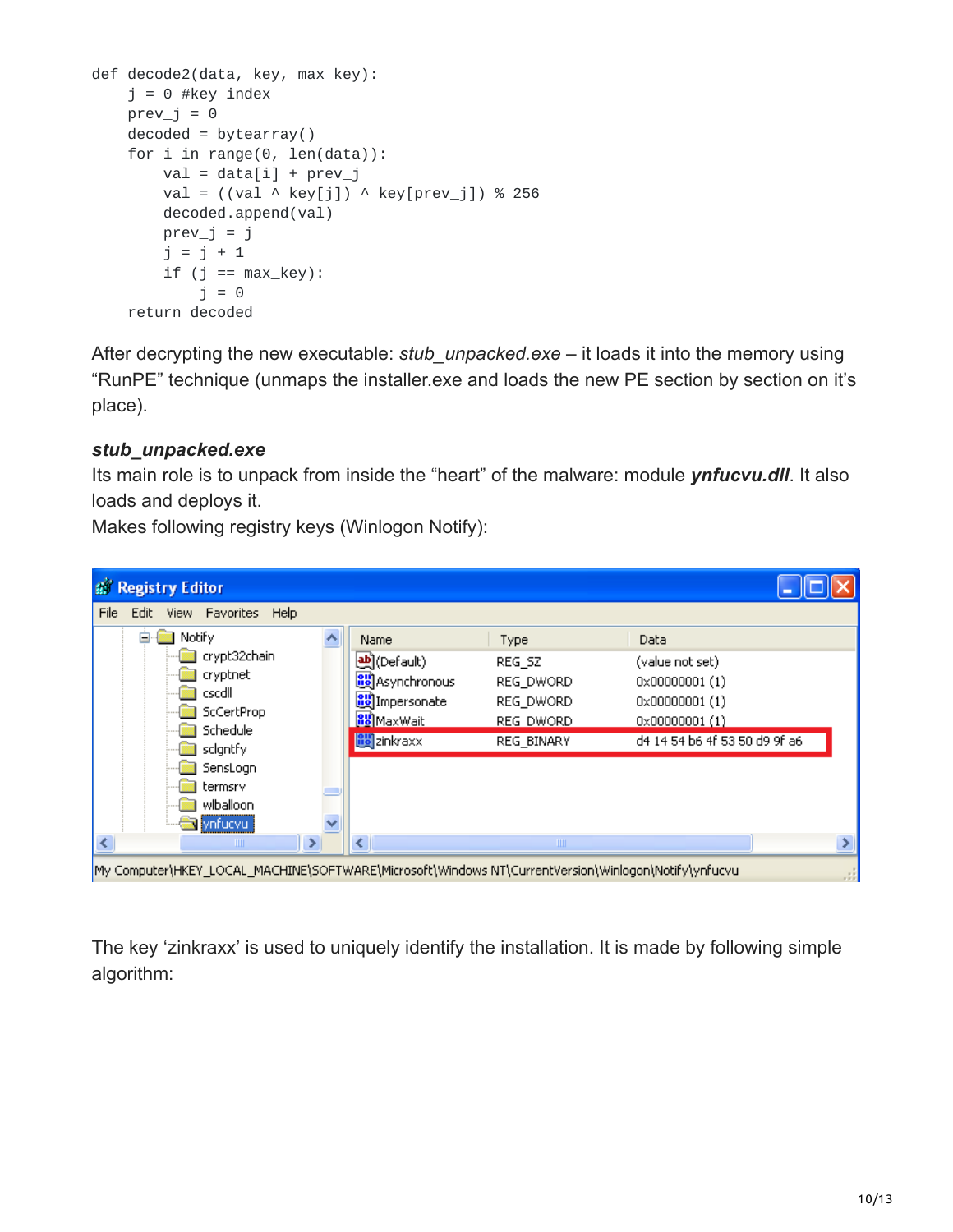```
def decode2(data, key, max_key):
    j = 0 #key index
    prev_j = 0
    decoded = bytearray()
    for i in range(0, len(data)):
        val = data[i] + prev_j
        val = ((val ^ key[j]) ^ key[prev_j]) % 256
        decoded.append(val)
        prev_j = j
        j = j + 1
        if (j == max_key):
            j = 0
    return decoded
```

After decrypting the new executable: *stub_unpacked.exe* – it loads it into the memory using “RunPE” technique (unmaps the installer.exe and loads the new PE section by section on it's place).

***stub_unpacked.exe***

Its main role is to unpack from inside the “heart” of the malware: module ***ynfucvu.dll***. It also loads and deploys it.

Makes following registry keys (Winlogon Notify):

The key ‘zinkraxx’ is used to uniquely identify the installation. It is made by following simple algorithm: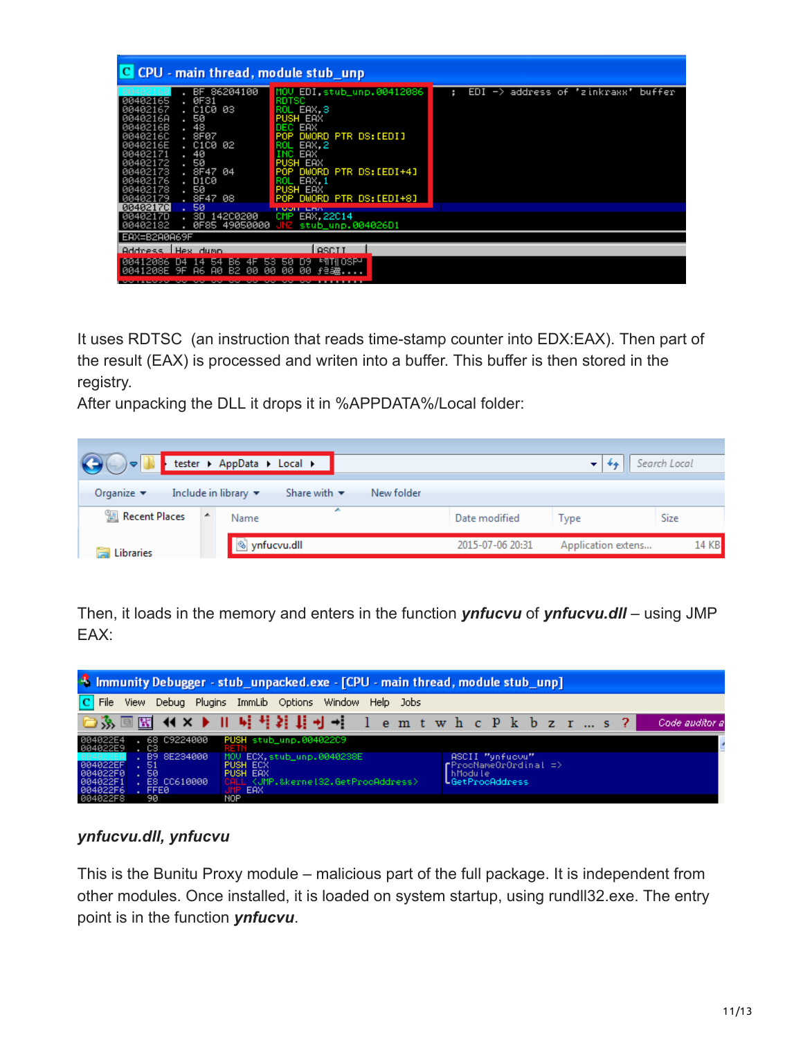It uses RDTSC (an instruction that reads time-stamp counter into EDX:EAX). Then part of the result (EAX) is processed and writen into a buffer. This buffer is then stored in the registry.

After unpacking the DLL it drops it in %APPDATA%/Local folder:

Then, it loads in the memory and enters in the function ***ynfucvu*** of ***ynfucvu.dll*** – using JMP EAX:

### *ynfucvu.dll, ynfucvu*

This is the Bunitu Proxy module – malicious part of the full package. It is independent from other modules. Once installed, it is loaded on system startup, using rundll32.exe. The entry point is in the function ***ynfucvu***.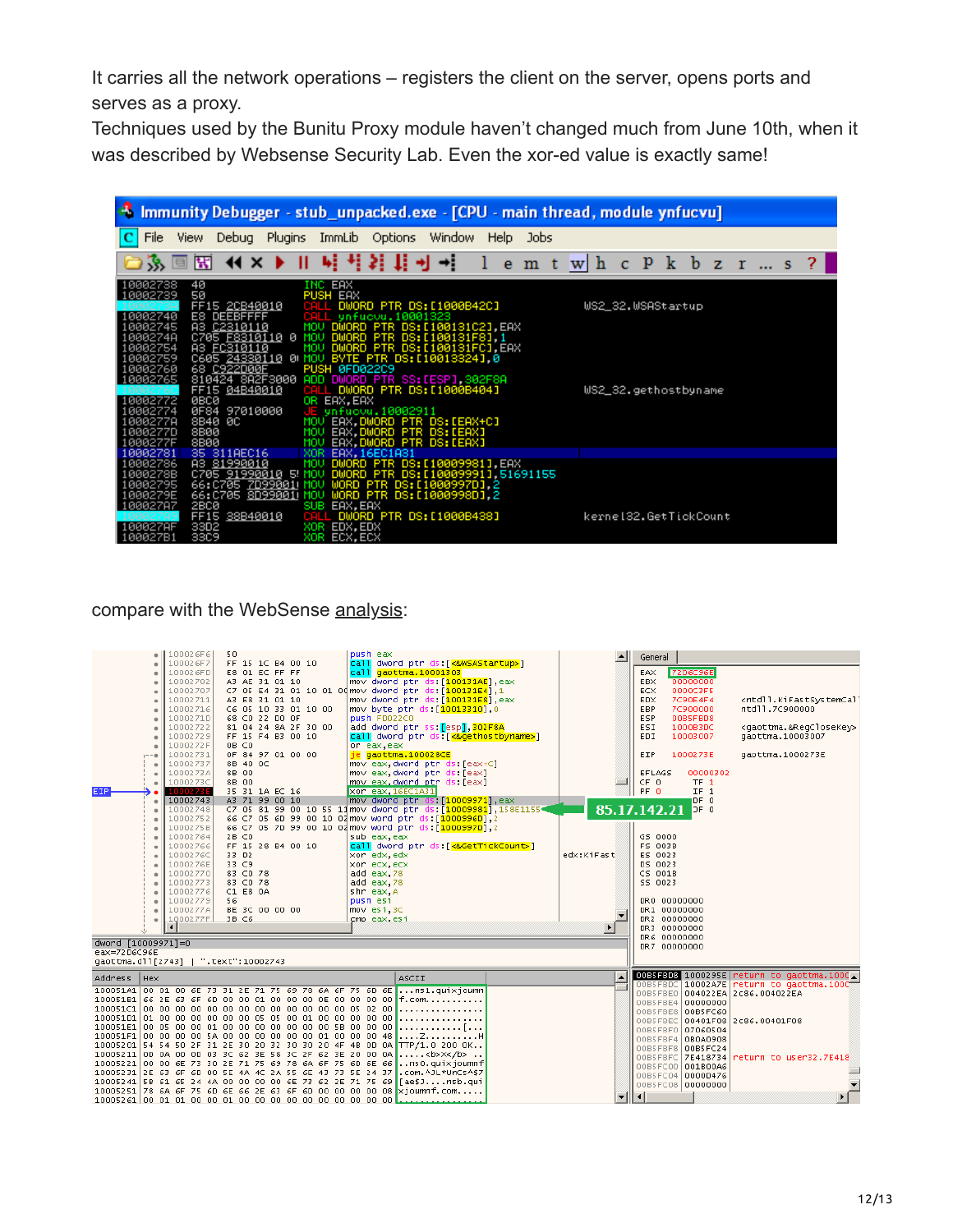It carries all the network operations – registers the client on the server, opens ports and serves as a proxy.

Techniques used by the Bunitu Proxy module haven't changed much from June 10th, when it was described by Websense Security Lab. Even the xor-ed value is exactly same!

```
Immunity Debugger - stub_unpacked.exe - [CPU - main thread, module ynfucvu]

10002738  40               INC EAX
10002739  50               PUSH EAX
1000273A  FF15 2CB40010    CALL DWORD PTR DS:[1000B42C]              WS2_32.WSAStartup
10002740  E8 DEEBFFFF      CALL ynfucvu.10001323
10002745  A3 C2310110      MOV DWORD PTR DS:[100131C2],EAX
1000274A  C705 F8310110 0  MOV DWORD PTR DS:[100131F8],1
10002754  A3 FC310110      MOV DWORD PTR DS:[100131FC],EAX
10002759  C605 24330110 0  MOV BYTE PTR DS:[10013324],0
10002760  68 C922D00F      PUSH 0FD022C9
10002765  810424 8A2F3000  ADD DWORD PTR SS:[ESP],302F8A
1000276C  FF15 04B40010    CALL DWORD PTR DS:[1000B404]              WS2_32.gethostbyname
10002772  0BC0             OR EAX,EAX
10002774  0F84 97010000    JE ynfucvu.10002911
1000277A  8B40 0C          MOV EAX,DWORD PTR DS:[EAX+C]
1000277D  8B00             MOV EAX,DWORD PTR DS:[EAX]
1000277F  8B00             MOV EAX,DWORD PTR DS:[EAX]
10002781  35 311AEC16      XOR EAX,16EC1A31
10002786  A3 81990010      MOV DWORD PTR DS:[10009981],EAX
1000278B  C705 91990010 5  MOV DWORD PTR DS:[10009991],51691155
10002795  66:C705 7D99001  MOV WORD PTR DS:[1000997D],2
1000279E  66:C705 8D99001  MOV WORD PTR DS:[1000998D],2
100027A7  2BC0             SUB EAX,EAX
100027A9  FF15 38B40010    CALL DWORD PTR DS:[1000B438]              kernel32.GetTickCount
100027AF  33D2             XOR EDX,EDX
100027B1  33C9             XOR ECX,ECX
```

compare with the WebSense analysis:

```
100026F6  50                    push eax
100026F7  FF 15 1C B4 00 10     call dword ptr ds:[<&WSAStartup>]
100026FD  E8 01 EC FF FF        call gaottma.10001303
10002702  A3 AE 31 01 10        mov dword ptr ds:[100131AE],eax
10002707  C7 05 E4 31 01 10 01 00  mov dword ptr ds:[100131E4],1
10002711  A3 E8 31 01 10        mov dword ptr ds:[100131E8],eax
10002716  C6 05 10 33 01 10 00  mov byte ptr ds:[10013310],0
1000271D  68 C0 22 D0 0F        push FD022C0
10002722  81 04 24 8A 2F 30 00  add dword ptr ss:[esp],302F8A
10002729  FF 15 F4 B3 00 10     call dword ptr ds:[<&gethostbyname>]
1000272F  0B C0                 or eax,eax
10002731  0F 84 97 01 00 00     je gaottma.100028CE
10002737  8B 40 0C              mov eax,dword ptr ds:[eax+C]
1000273A  8B 00                 mov eax,dword ptr ds:[eax]
1000273C  8B 00                 mov eax,dword ptr ds:[eax]
1000273E  35 31 1A EC 16        xor eax,16EC1A31
10002743  A3 71 99 00 10        mov dword ptr ds:[10009971],eax
10002748  C7 05 81 99 00 10 55 11  mov dword ptr ds:[10009981],158E1155
10002752  66 C7 05 6D 99 00 10 02  mov word ptr ds:[1000996D],2
1000275B  66 C7 05 7D 99 00 10 02  mov word ptr ds:[1000997D],2
10002764  2B C0                 sub eax,eax
10002766  FF 15 28 B4 00 10     call dword ptr ds:[<&GetTickCount>]
1000276C  33 D2                 xor edx,edx
1000276E  33 C9                 xor ecx,ecx
10002770  83 C0 78              add eax,78
10002773  83 C0 78              add eax,78
10002776  C1 E8 0A              shr eax,A
10002779  56                    push esi
1000277A  BE 3C 00 00 00        mov esi,3C
1000277F  3B C6                 cmp eax,esi

85.17.142.21

dword [10009971]=0
eax=72D6C96E
gaottma.dll[2743] | ".text":10002743
```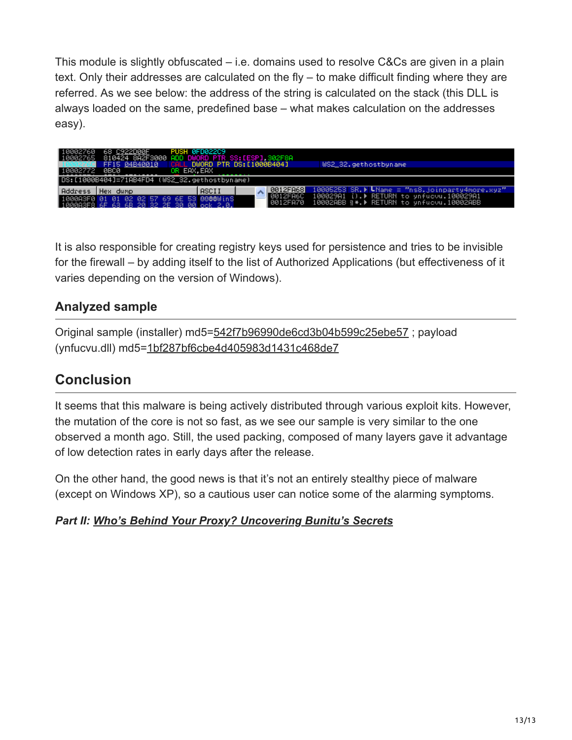This module is slightly obfuscated – i.e. domains used to resolve C&Cs are given in a plain text. Only their addresses are calculated on the fly – to make difficult finding where they are referred. As we see below: the address of the string is calculated on the stack (this DLL is always loaded on the same, predefined base – what makes calculation on the addresses easy).

It is also responsible for creating registry keys used for persistence and tries to be invisible for the firewall – by adding itself to the list of Authorized Applications (but effectiveness of it varies depending on the version of Windows).

### Analyzed sample

Original sample (installer) md5=542f7b96990de6cd3b04b599c25ebe57 ; payload (ynfucvu.dll) md5=1bf287bf6cbe4d405983d1431c468de7

## Conclusion

It seems that this malware is being actively distributed through various exploit kits. However, the mutation of the core is not so fast, as we see our sample is very similar to the one observed a month ago. Still, the used packing, composed of many layers gave it advantage of low detection rates in early days after the release.

On the other hand, the good news is that it's not an entirely stealthy piece of malware (except on Windows XP), so a cautious user can notice some of the alarming symptoms.

***Part II: Who's Behind Your Proxy? Uncovering Bunitu's Secrets***